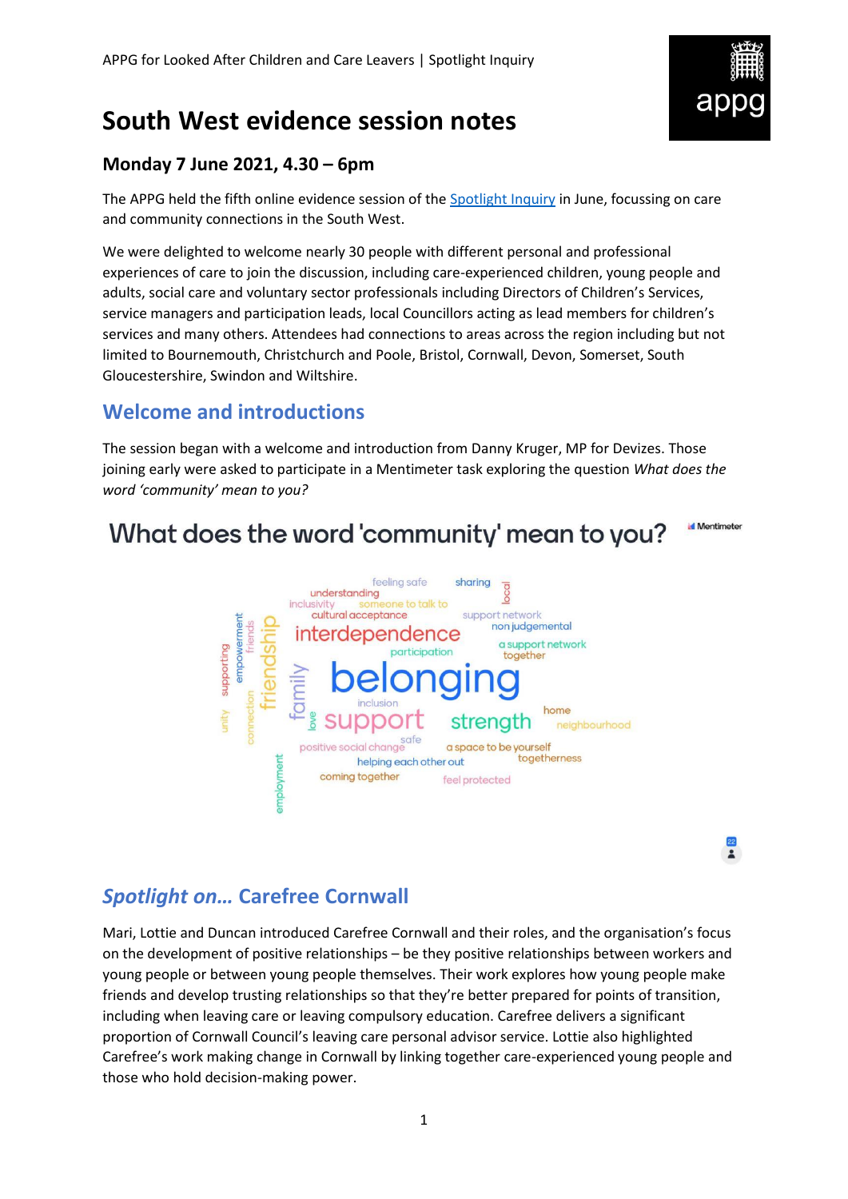# South West evidence session notes

## Monday 7 June 2021, 4.30 – 6pm

The APPG held the fifth online evidence session of the [Spotlight Inquiry](#) in June, focussing on care and community connections in the South West.

We were delighted to welcome nearly 30 people with different personal and professional experiences of care to join the discussion, including care-experienced children, young people and adults, social care and voluntary sector professionals including Directors of Children's Services, service managers and participation leads, local Councillors acting as lead members for children's services and many others. Attendees had connections to areas across the region including but not limited to Bournemouth, Christchurch and Poole, Bristol, Cornwall, Devon, Somerset, South Gloucestershire, Swindon and Wiltshire.

## Welcome and introductions

The session began with a welcome and introduction from Danny Kruger, MP for Devizes. Those joining early were asked to participate in a Mentimeter task exploring the question *What does the word 'community' mean to you?*

What does the word 'community' mean to you?

Mentimeter

feeling safe
sharing
local
understanding
inclusivity
someone to talk to
cultural acceptance
support network
non judgemental
interdependence
a support network
together
participation
empowerment
friends
friendship
supporting
family
belonging
unity
connection
love
inclusion
support
strength
home
neighbourhood
safe
positive social change
a space to be yourself
helping each other out
togetherness
employment
coming together
feel protected

22

## *Spotlight on…* Carefree Cornwall

Mari, Lottie and Duncan introduced Carefree Cornwall and their roles, and the organisation's focus on the development of positive relationships – be they positive relationships between workers and young people or between young people themselves. Their work explores how young people make friends and develop trusting relationships so that they're better prepared for points of transition, including when leaving care or leaving compulsory education. Carefree delivers a significant proportion of Cornwall Council's leaving care personal advisor service. Lottie also highlighted Carefree's work making change in Cornwall by linking together care-experienced young people and those who hold decision-making power.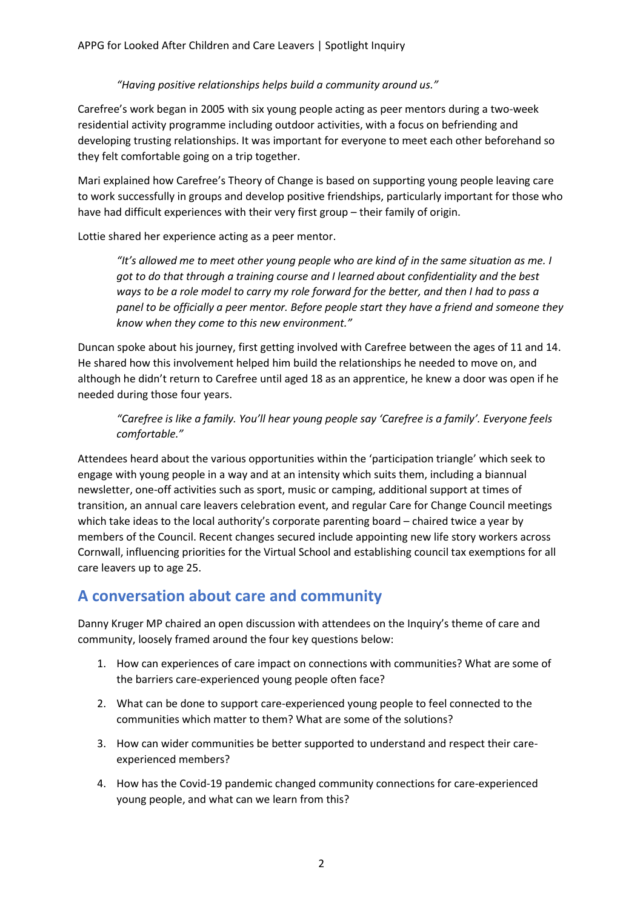> *"Having positive relationships helps build a community around us."*

Carefree's work began in 2005 with six young people acting as peer mentors during a two-week residential activity programme including outdoor activities, with a focus on befriending and developing trusting relationships. It was important for everyone to meet each other beforehand so they felt comfortable going on a trip together.

Mari explained how Carefree's Theory of Change is based on supporting young people leaving care to work successfully in groups and develop positive friendships, particularly important for those who have had difficult experiences with their very first group – their family of origin.

Lottie shared her experience acting as a peer mentor.

> *"It's allowed me to meet other young people who are kind of in the same situation as me. I got to do that through a training course and I learned about confidentiality and the best ways to be a role model to carry my role forward for the better, and then I had to pass a panel to be officially a peer mentor. Before people start they have a friend and someone they know when they come to this new environment."*

Duncan spoke about his journey, first getting involved with Carefree between the ages of 11 and 14. He shared how this involvement helped him build the relationships he needed to move on, and although he didn't return to Carefree until aged 18 as an apprentice, he knew a door was open if he needed during those four years.

> *"Carefree is like a family. You'll hear young people say 'Carefree is a family'. Everyone feels comfortable."*

Attendees heard about the various opportunities within the 'participation triangle' which seek to engage with young people in a way and at an intensity which suits them, including a biannual newsletter, one-off activities such as sport, music or camping, additional support at times of transition, an annual care leavers celebration event, and regular Care for Change Council meetings which take ideas to the local authority's corporate parenting board – chaired twice a year by members of the Council. Recent changes secured include appointing new life story workers across Cornwall, influencing priorities for the Virtual School and establishing council tax exemptions for all care leavers up to age 25.

## A conversation about care and community

Danny Kruger MP chaired an open discussion with attendees on the Inquiry's theme of care and community, loosely framed around the four key questions below:

1. How can experiences of care impact on connections with communities? What are some of the barriers care-experienced young people often face?
2. What can be done to support care-experienced young people to feel connected to the communities which matter to them? What are some of the solutions?
3. How can wider communities be better supported to understand and respect their care-experienced members?
4. How has the Covid-19 pandemic changed community connections for care-experienced young people, and what can we learn from this?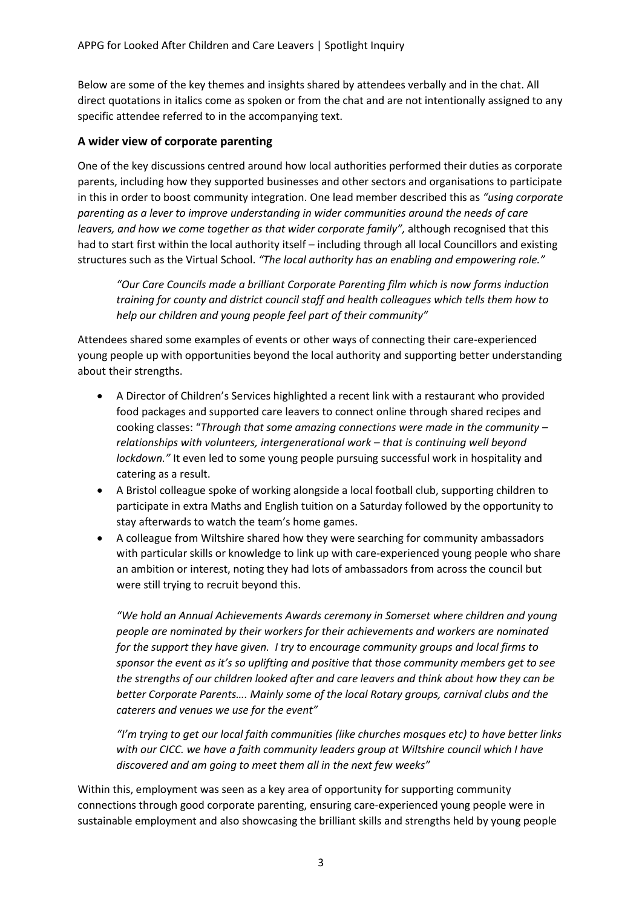Below are some of the key themes and insights shared by attendees verbally and in the chat. All direct quotations in italics come as spoken or from the chat and are not intentionally assigned to any specific attendee referred to in the accompanying text.

## A wider view of corporate parenting

One of the key discussions centred around how local authorities performed their duties as corporate parents, including how they supported businesses and other sectors and organisations to participate in this in order to boost community integration. One lead member described this as *"using corporate parenting as a lever to improve understanding in wider communities around the needs of care leavers, and how we come together as that wider corporate family",* although recognised that this had to start first within the local authority itself – including through all local Councillors and existing structures such as the Virtual School. *"The local authority has an enabling and empowering role."*

> *"Our Care Councils made a brilliant Corporate Parenting film which is now forms induction training for county and district council staff and health colleagues which tells them how to help our children and young people feel part of their community"*

Attendees shared some examples of events or other ways of connecting their care-experienced young people up with opportunities beyond the local authority and supporting better understanding about their strengths.

- A Director of Children's Services highlighted a recent link with a restaurant who provided food packages and supported care leavers to connect online through shared recipes and cooking classes: "*Through that some amazing connections were made in the community – relationships with volunteers, intergenerational work – that is continuing well beyond lockdown."* It even led to some young people pursuing successful work in hospitality and catering as a result.
- A Bristol colleague spoke of working alongside a local football club, supporting children to participate in extra Maths and English tuition on a Saturday followed by the opportunity to stay afterwards to watch the team's home games.
- A colleague from Wiltshire shared how they were searching for community ambassadors with particular skills or knowledge to link up with care-experienced young people who share an ambition or interest, noting they had lots of ambassadors from across the council but were still trying to recruit beyond this.

> *"We hold an Annual Achievements Awards ceremony in Somerset where children and young people are nominated by their workers for their achievements and workers are nominated for the support they have given. I try to encourage community groups and local firms to sponsor the event as it's so uplifting and positive that those community members get to see the strengths of our children looked after and care leavers and think about how they can be better Corporate Parents…. Mainly some of the local Rotary groups, carnival clubs and the caterers and venues we use for the event"*

> *"I'm trying to get our local faith communities (like churches mosques etc) to have better links with our CICC. we have a faith community leaders group at Wiltshire council which I have discovered and am going to meet them all in the next few weeks"*

Within this, employment was seen as a key area of opportunity for supporting community connections through good corporate parenting, ensuring care-experienced young people were in sustainable employment and also showcasing the brilliant skills and strengths held by young people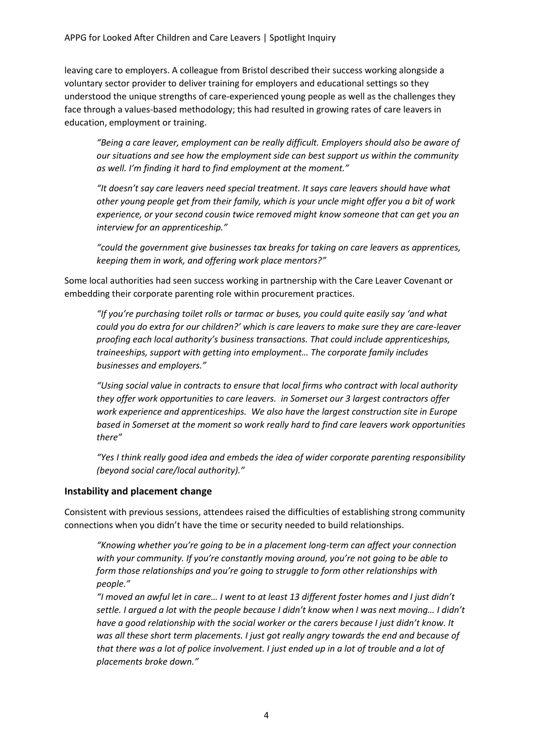leaving care to employers. A colleague from Bristol described their success working alongside a voluntary sector provider to deliver training for employers and educational settings so they understood the unique strengths of care-experienced young people as well as the challenges they face through a values-based methodology; this had resulted in growing rates of care leavers in education, employment or training.

> *"Being a care leaver, employment can be really difficult. Employers should also be aware of our situations and see how the employment side can best support us within the community as well. I'm finding it hard to find employment at the moment."*
>
> *"It doesn't say care leavers need special treatment. It says care leavers should have what other young people get from their family, which is your uncle might offer you a bit of work experience, or your second cousin twice removed might know someone that can get you an interview for an apprenticeship."*
>
> *"could the government give businesses tax breaks for taking on care leavers as apprentices, keeping them in work, and offering work place mentors?"*

Some local authorities had seen success working in partnership with the Care Leaver Covenant or embedding their corporate parenting role within procurement practices.

> *"If you're purchasing toilet rolls or tarmac or buses, you could quite easily say 'and what could you do extra for our children?' which is care leavers to make sure they are care-leaver proofing each local authority's business transactions. That could include apprenticeships, traineeships, support with getting into employment… The corporate family includes businesses and employers."*
>
> *"Using social value in contracts to ensure that local firms who contract with local authority they offer work opportunities to care leavers. in Somerset our 3 largest contractors offer work experience and apprenticeships. We also have the largest construction site in Europe based in Somerset at the moment so work really hard to find care leavers work opportunities there"*
>
> *"Yes I think really good idea and embeds the idea of wider corporate parenting responsibility (beyond social care/local authority)."*

### Instability and placement change

Consistent with previous sessions, attendees raised the difficulties of establishing strong community connections when you didn't have the time or security needed to build relationships.

> *"Knowing whether you're going to be in a placement long-term can affect your connection with your community. If you're constantly moving around, you're not going to be able to form those relationships and you're going to struggle to form other relationships with people."*
>
> *"I moved an awful let in care… I went to at least 13 different foster homes and I just didn't settle. I argued a lot with the people because I didn't know when I was next moving… I didn't have a good relationship with the social worker or the carers because I just didn't know. It was all these short term placements. I just got really angry towards the end and because of that there was a lot of police involvement. I just ended up in a lot of trouble and a lot of placements broke down."*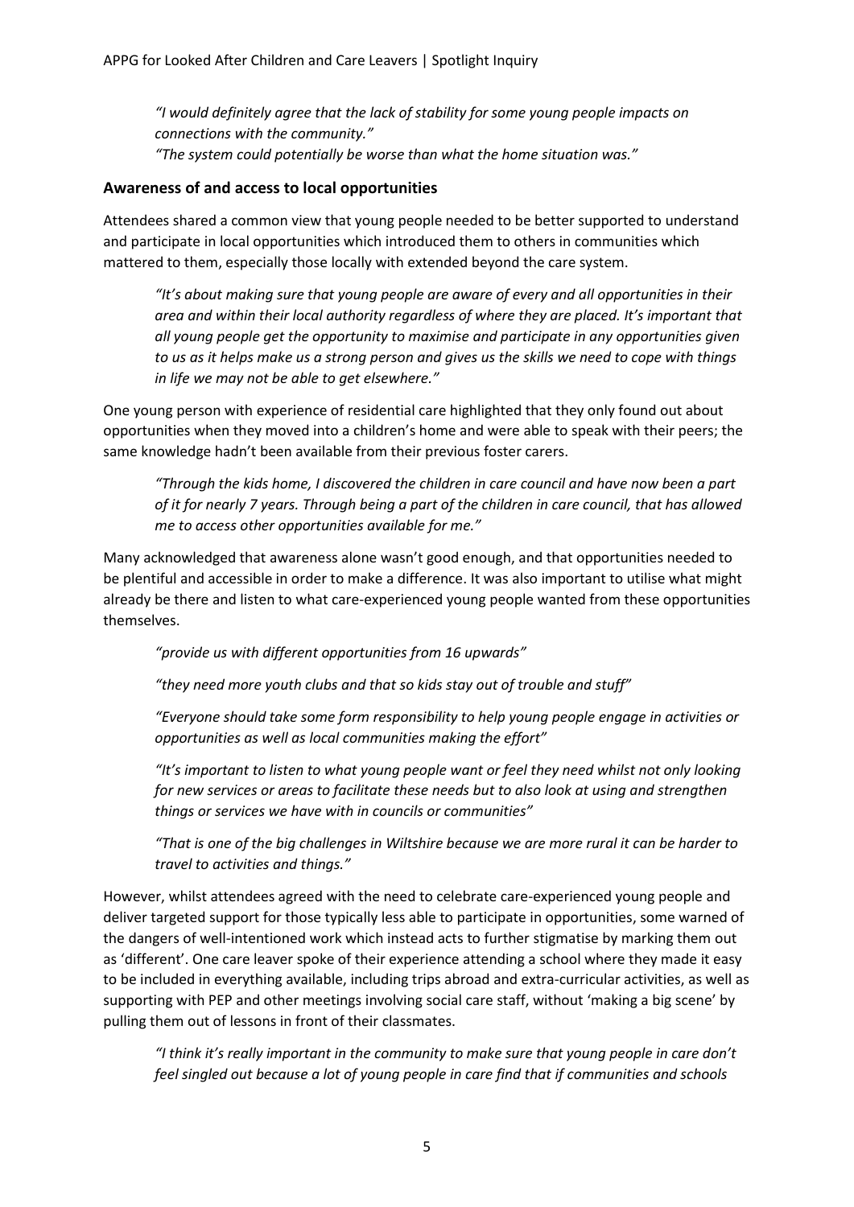*"I would definitely agree that the lack of stability for some young people impacts on connections with the community."*
*"The system could potentially be worse than what the home situation was."*

### Awareness of and access to local opportunities

Attendees shared a common view that young people needed to be better supported to understand and participate in local opportunities which introduced them to others in communities which mattered to them, especially those locally with extended beyond the care system.

> *"It's about making sure that young people are aware of every and all opportunities in their area and within their local authority regardless of where they are placed. It's important that all young people get the opportunity to maximise and participate in any opportunities given to us as it helps make us a strong person and gives us the skills we need to cope with things in life we may not be able to get elsewhere."*

One young person with experience of residential care highlighted that they only found out about opportunities when they moved into a children's home and were able to speak with their peers; the same knowledge hadn't been available from their previous foster carers.

> *"Through the kids home, I discovered the children in care council and have now been a part of it for nearly 7 years. Through being a part of the children in care council, that has allowed me to access other opportunities available for me."*

Many acknowledged that awareness alone wasn't good enough, and that opportunities needed to be plentiful and accessible in order to make a difference. It was also important to utilise what might already be there and listen to what care-experienced young people wanted from these opportunities themselves.

> *"provide us with different opportunities from 16 upwards"*
>
> *"they need more youth clubs and that so kids stay out of trouble and stuff"*
>
> *"Everyone should take some form responsibility to help young people engage in activities or opportunities as well as local communities making the effort"*
>
> *"It's important to listen to what young people want or feel they need whilst not only looking for new services or areas to facilitate these needs but to also look at using and strengthen things or services we have with in councils or communities"*
>
> *"That is one of the big challenges in Wiltshire because we are more rural it can be harder to travel to activities and things."*

However, whilst attendees agreed with the need to celebrate care-experienced young people and deliver targeted support for those typically less able to participate in opportunities, some warned of the dangers of well-intentioned work which instead acts to further stigmatise by marking them out as 'different'. One care leaver spoke of their experience attending a school where they made it easy to be included in everything available, including trips abroad and extra-curricular activities, as well as supporting with PEP and other meetings involving social care staff, without 'making a big scene' by pulling them out of lessons in front of their classmates.

> *"I think it's really important in the community to make sure that young people in care don't feel singled out because a lot of young people in care find that if communities and schools*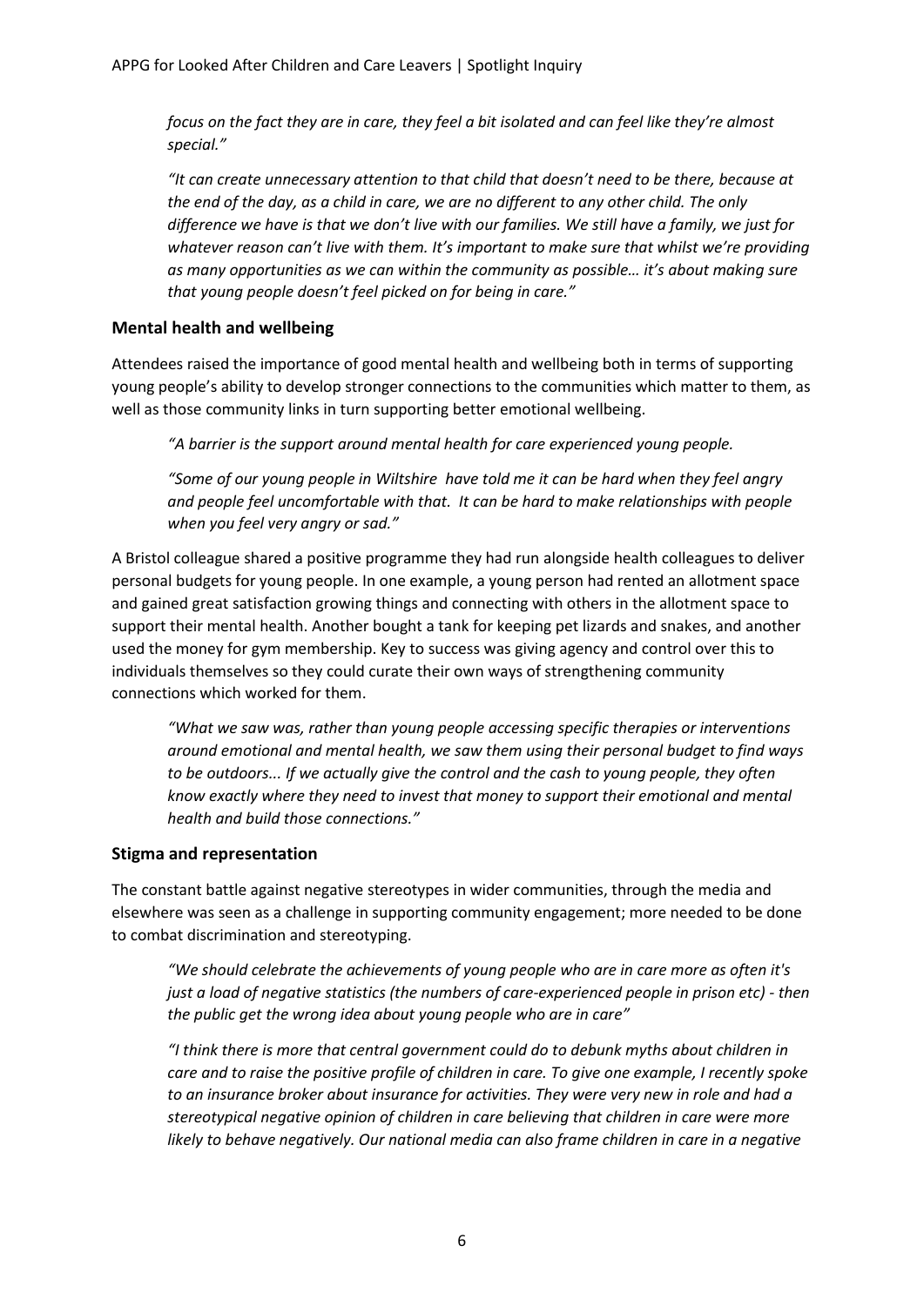*focus on the fact they are in care, they feel a bit isolated and can feel like they're almost special."*

*"It can create unnecessary attention to that child that doesn't need to be there, because at the end of the day, as a child in care, we are no different to any other child. The only difference we have is that we don't live with our families. We still have a family, we just for whatever reason can't live with them. It's important to make sure that whilst we're providing as many opportunities as we can within the community as possible… it's about making sure that young people doesn't feel picked on for being in care."*

## Mental health and wellbeing

Attendees raised the importance of good mental health and wellbeing both in terms of supporting young people's ability to develop stronger connections to the communities which matter to them, as well as those community links in turn supporting better emotional wellbeing.

*"A barrier is the support around mental health for care experienced young people.*

*"Some of our young people in Wiltshire have told me it can be hard when they feel angry and people feel uncomfortable with that. It can be hard to make relationships with people when you feel very angry or sad."*

A Bristol colleague shared a positive programme they had run alongside health colleagues to deliver personal budgets for young people. In one example, a young person had rented an allotment space and gained great satisfaction growing things and connecting with others in the allotment space to support their mental health. Another bought a tank for keeping pet lizards and snakes, and another used the money for gym membership. Key to success was giving agency and control over this to individuals themselves so they could curate their own ways of strengthening community connections which worked for them.

*"What we saw was, rather than young people accessing specific therapies or interventions around emotional and mental health, we saw them using their personal budget to find ways to be outdoors... If we actually give the control and the cash to young people, they often know exactly where they need to invest that money to support their emotional and mental health and build those connections."*

## Stigma and representation

The constant battle against negative stereotypes in wider communities, through the media and elsewhere was seen as a challenge in supporting community engagement; more needed to be done to combat discrimination and stereotyping.

*"We should celebrate the achievements of young people who are in care more as often it's just a load of negative statistics (the numbers of care-experienced people in prison etc) - then the public get the wrong idea about young people who are in care"*

*"I think there is more that central government could do to debunk myths about children in care and to raise the positive profile of children in care. To give one example, I recently spoke to an insurance broker about insurance for activities. They were very new in role and had a stereotypical negative opinion of children in care believing that children in care were more likely to behave negatively. Our national media can also frame children in care in a negative*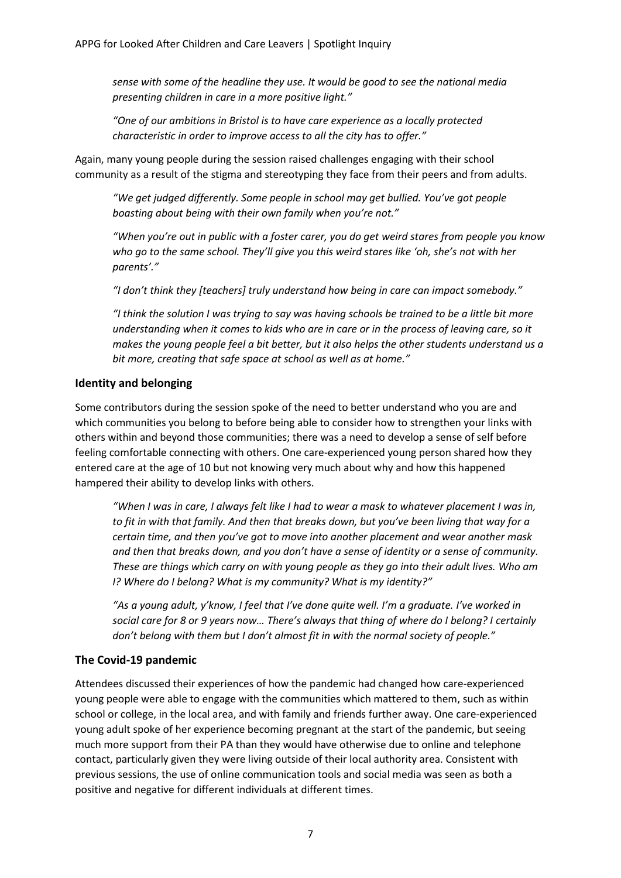*sense with some of the headline they use. It would be good to see the national media presenting children in care in a more positive light."*

> *"One of our ambitions in Bristol is to have care experience as a locally protected characteristic in order to improve access to all the city has to offer."*

Again, many young people during the session raised challenges engaging with their school community as a result of the stigma and stereotyping they face from their peers and from adults.

> *"We get judged differently. Some people in school may get bullied. You've got people boasting about being with their own family when you're not."*
>
> *"When you're out in public with a foster carer, you do get weird stares from people you know who go to the same school. They'll give you this weird stares like 'oh, she's not with her parents'."*
>
> *"I don't think they [teachers] truly understand how being in care can impact somebody."*
>
> *"I think the solution I was trying to say was having schools be trained to be a little bit more understanding when it comes to kids who are in care or in the process of leaving care, so it makes the young people feel a bit better, but it also helps the other students understand us a bit more, creating that safe space at school as well as at home."*

## Identity and belonging

Some contributors during the session spoke of the need to better understand who you are and which communities you belong to before being able to consider how to strengthen your links with others within and beyond those communities; there was a need to develop a sense of self before feeling comfortable connecting with others. One care-experienced young person shared how they entered care at the age of 10 but not knowing very much about why and how this happened hampered their ability to develop links with others.

> *"When I was in care, I always felt like I had to wear a mask to whatever placement I was in, to fit in with that family. And then that breaks down, but you've been living that way for a certain time, and then you've got to move into another placement and wear another mask and then that breaks down, and you don't have a sense of identity or a sense of community. These are things which carry on with young people as they go into their adult lives. Who am I? Where do I belong? What is my community? What is my identity?"*
>
> *"As a young adult, y'know, I feel that I've done quite well. I'm a graduate. I've worked in social care for 8 or 9 years now… There's always that thing of where do I belong? I certainly don't belong with them but I don't almost fit in with the normal society of people."*

## The Covid-19 pandemic

Attendees discussed their experiences of how the pandemic had changed how care-experienced young people were able to engage with the communities which mattered to them, such as within school or college, in the local area, and with family and friends further away. One care-experienced young adult spoke of her experience becoming pregnant at the start of the pandemic, but seeing much more support from their PA than they would have otherwise due to online and telephone contact, particularly given they were living outside of their local authority area. Consistent with previous sessions, the use of online communication tools and social media was seen as both a positive and negative for different individuals at different times.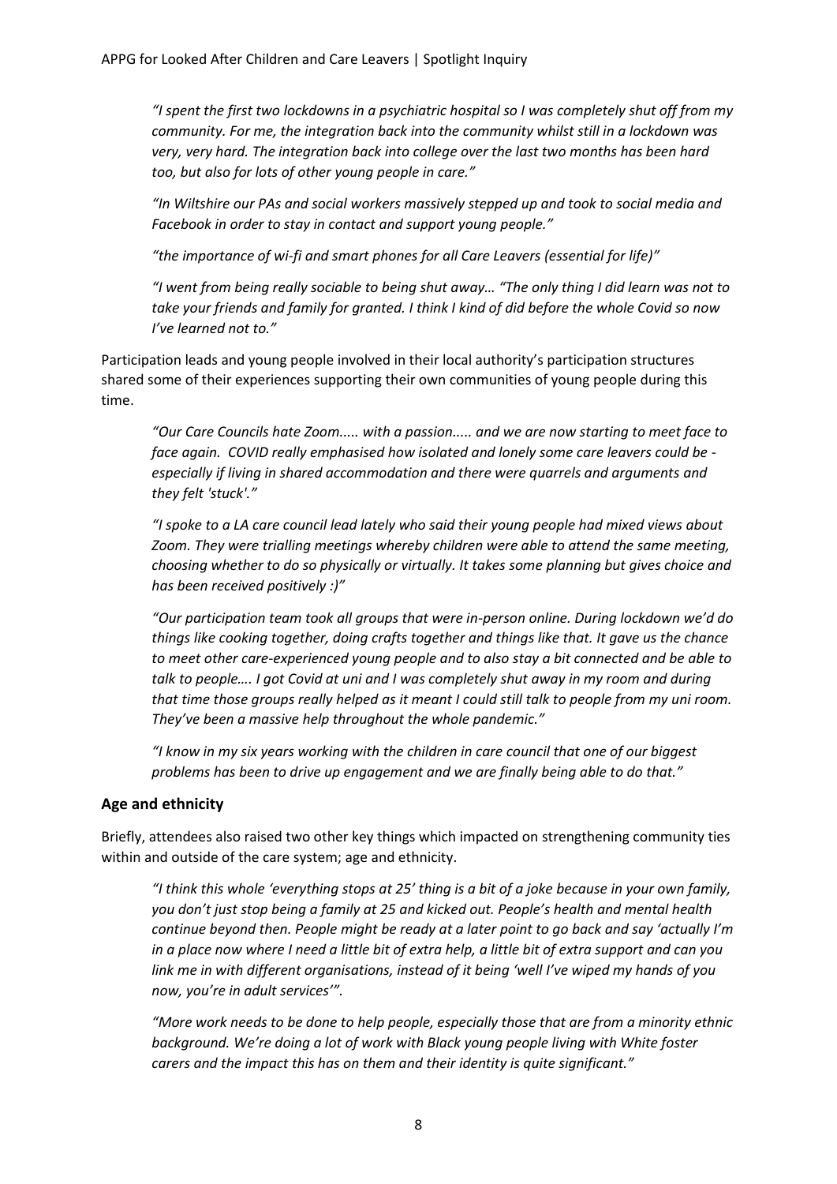*"I spent the first two lockdowns in a psychiatric hospital so I was completely shut off from my community. For me, the integration back into the community whilst still in a lockdown was very, very hard. The integration back into college over the last two months has been hard too, but also for lots of other young people in care."*

*"In Wiltshire our PAs and social workers massively stepped up and took to social media and Facebook in order to stay in contact and support young people."*

*"the importance of wi-fi and smart phones for all Care Leavers (essential for life)"*

*"I went from being really sociable to being shut away… "The only thing I did learn was not to take your friends and family for granted. I think I kind of did before the whole Covid so now I've learned not to."*

Participation leads and young people involved in their local authority's participation structures shared some of their experiences supporting their own communities of young people during this time.

*"Our Care Councils hate Zoom..... with a passion..... and we are now starting to meet face to face again. COVID really emphasised how isolated and lonely some care leavers could be - especially if living in shared accommodation and there were quarrels and arguments and they felt 'stuck'."*

*"I spoke to a LA care council lead lately who said their young people had mixed views about Zoom. They were trialling meetings whereby children were able to attend the same meeting, choosing whether to do so physically or virtually. It takes some planning but gives choice and has been received positively :)"*

*"Our participation team took all groups that were in-person online. During lockdown we'd do things like cooking together, doing crafts together and things like that. It gave us the chance to meet other care-experienced young people and to also stay a bit connected and be able to talk to people…. I got Covid at uni and I was completely shut away in my room and during that time those groups really helped as it meant I could still talk to people from my uni room. They've been a massive help throughout the whole pandemic."*

*"I know in my six years working with the children in care council that one of our biggest problems has been to drive up engagement and we are finally being able to do that."*

## Age and ethnicity

Briefly, attendees also raised two other key things which impacted on strengthening community ties within and outside of the care system; age and ethnicity.

*"I think this whole 'everything stops at 25' thing is a bit of a joke because in your own family, you don't just stop being a family at 25 and kicked out. People's health and mental health continue beyond then. People might be ready at a later point to go back and say 'actually I'm in a place now where I need a little bit of extra help, a little bit of extra support and can you link me in with different organisations, instead of it being 'well I've wiped my hands of you now, you're in adult services'".*

*"More work needs to be done to help people, especially those that are from a minority ethnic background. We're doing a lot of work with Black young people living with White foster carers and the impact this has on them and their identity is quite significant."*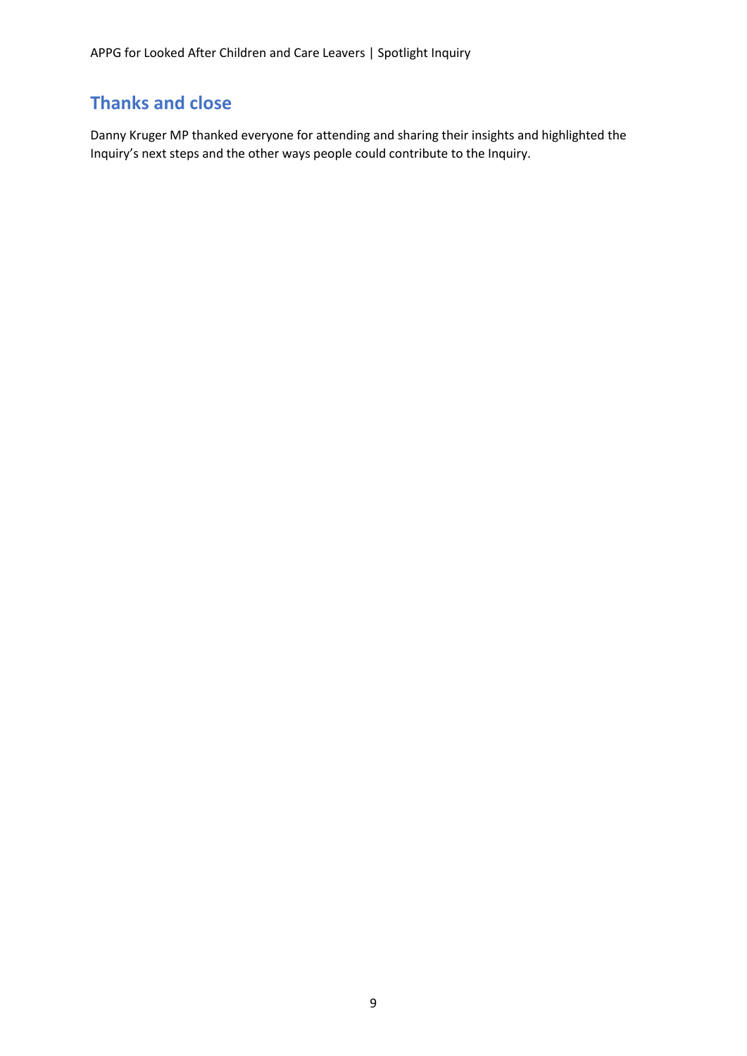## Thanks and close

Danny Kruger MP thanked everyone for attending and sharing their insights and highlighted the Inquiry's next steps and the other ways people could contribute to the Inquiry.